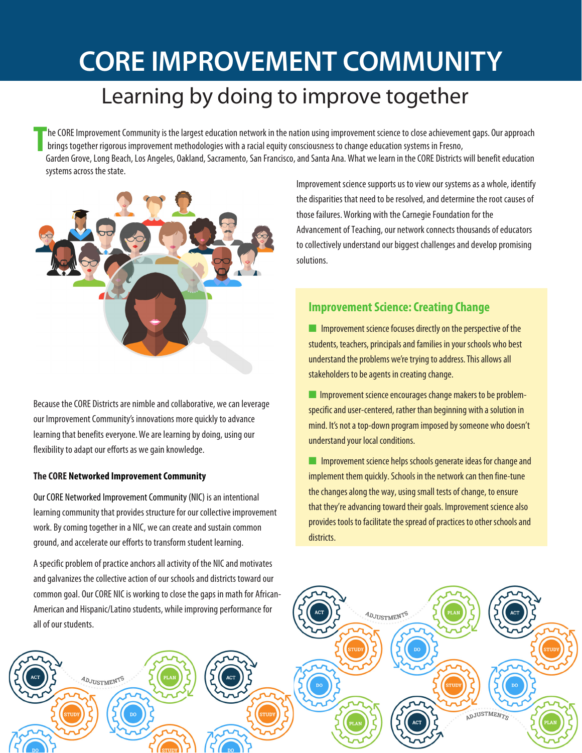# CORE IMPROVEMENT COMMUNITY

## Learning by doing to improve together

The CORE Improvement Community is the largest education network in the nation using improvement science to close achievement gaps. Our approach brings together rigorous improvement methodologies with a racial equity consciousness to change education systems in Fresno, Garden Grove, Long Beach, Los Angeles, Oakland, Sacramento, San Francisco, and Santa Ana. What we learn in the CORE Districts will benefit education systems across the state.

Because the CORE Districts are nimble and collaborative, we can leverage our Improvement Community's innovations more quickly to advance learning that benefits everyone. We are learning by doing, using our flexibility to adapt our efforts as we gain knowledge.

### The CORE Networked Improvement Community

Our CORE Networked Improvement Community (NIC) is an intentional learning community that provides structure for our collective improvement work. By coming together in a NIC, we can create and sustain common ground, and accelerate our efforts to transform student learning.

A specific problem of practice anchors all activity of the NIC and motivates and galvanizes the collective action of our schools and districts toward our common goal. Our CORE NIC is working to close the gaps in math for African-American and Hispanic/Latino students, while improving performance for all of our students.

Improvement science supports us to view our systems as a whole, identify the disparities that need to be resolved, and determine the root causes of those failures. Working with the Carnegie Foundation for the Advancement of Teaching, our network connects thousands of educators to collectively understand our biggest challenges and develop promising solutions.

### Improvement Science: Creating Change

- Improvement science focuses directly on the perspective of the students, teachers, principals and families in your schools who best understand the problems we're trying to address. This allows all stakeholders to be agents in creating change.
- Improvement science encourages change makers to be problem-specific and user-centered, rather than beginning with a solution in mind. It's not a top-down program imposed by someone who doesn't understand your local conditions.
- Improvement science helps schools generate ideas for change and implement them quickly. Schools in the network can then fine-tune the changes along the way, using small tests of change, to ensure that they're advancing toward their goals. Improvement science also provides tools to facilitate the spread of practices to other schools and districts.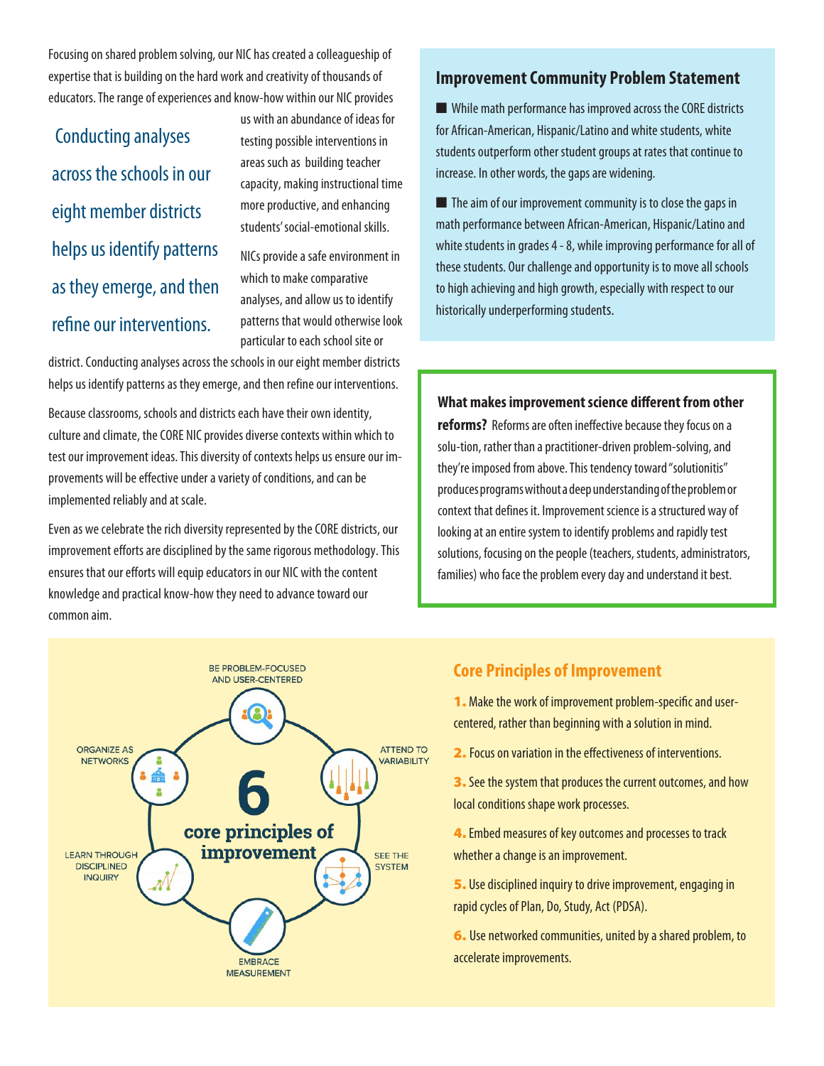Focusing on shared problem solving, our NIC has created a colleagueship of expertise that is building on the hard work and creativity of thousands of educators. The range of experiences and know-how within our NIC provides us with an abundance of ideas for testing possible interventions in areas such as building teacher capacity, making instructional time more productive, and enhancing students' social-emotional skills.

> Conducting analyses across the schools in our eight member districts helps us identify patterns as they emerge, and then refine our interventions.

NICs provide a safe environment in which to make comparative analyses, and allow us to identify patterns that would otherwise look particular to each school site or district. Conducting analyses across the schools in our eight member districts helps us identify patterns as they emerge, and then refine our interventions.

Because classrooms, schools and districts each have their own identity, culture and climate, the CORE NIC provides diverse contexts within which to test our improvement ideas. This diversity of contexts helps us ensure our improvements will be effective under a variety of conditions, and can be implemented reliably and at scale.

Even as we celebrate the rich diversity represented by the CORE districts, our improvement efforts are disciplined by the same rigorous methodology. This ensures that our efforts will equip educators in our NIC with the content knowledge and practical know-how they need to advance toward our common aim.

## Improvement Community Problem Statement

- While math performance has improved across the CORE districts for African-American, Hispanic/Latino and white students, white students outperform other student groups at rates that continue to increase. In other words, the gaps are widening.
- The aim of our improvement community is to close the gaps in math performance between African-American, Hispanic/Latino and white students in grades 4 - 8, while improving performance for all of these students. Our challenge and opportunity is to move all schools to high achieving and high growth, especially with respect to our historically underperforming students.

**What makes improvement science different from other reforms?** Reforms are often ineffective because they focus on a solu-tion, rather than a practitioner-driven problem-solving, and they're imposed from above. This tendency toward "solutionitis" produces programs without a deep understanding of the problem or context that defines it. Improvement science is a structured way of looking at an entire system to identify problems and rapidly test solutions, focusing on the people (teachers, students, administrators, families) who face the problem every day and understand it best.

BE PROBLEM-FOCUSED AND USER-CENTERED

ATTEND TO VARIABILITY

SEE THE SYSTEM

EMBRACE MEASUREMENT

LEARN THROUGH DISCIPLINED INQUIRY

ORGANIZE AS NETWORKS

6 core principles of improvement

## Core Principles of Improvement

1. Make the work of improvement problem-specific and user-centered, rather than beginning with a solution in mind.
2. Focus on variation in the effectiveness of interventions.
3. See the system that produces the current outcomes, and how local conditions shape work processes.
4. Embed measures of key outcomes and processes to track whether a change is an improvement.
5. Use disciplined inquiry to drive improvement, engaging in rapid cycles of Plan, Do, Study, Act (PDSA).
6. Use networked communities, united by a shared problem, to accelerate improvements.